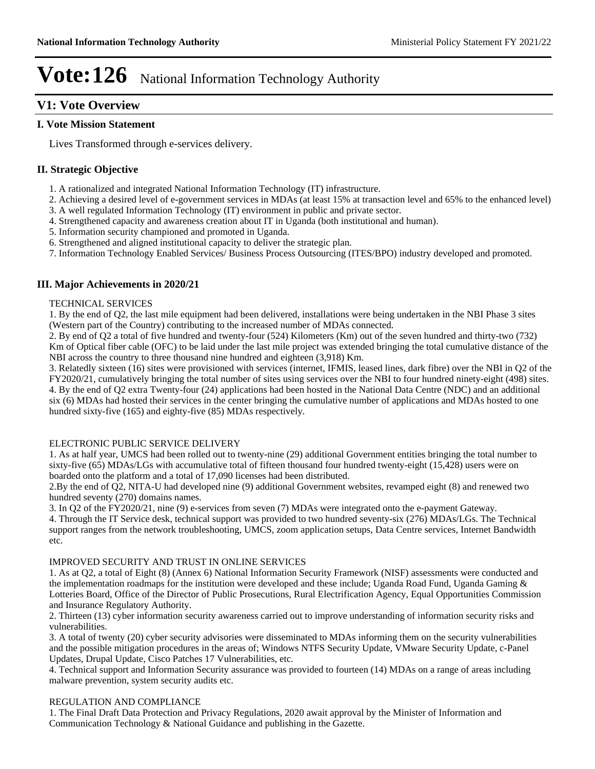# Vote:126 National Information Technology Authority

## V1: Vote Overview

### I. Vote Mission Statement

Lives Transformed through e-services delivery.

### II. Strategic Objective

1. A rationalized and integrated National Information Technology (IT) infrastructure.
2. Achieving a desired level of e-government services in MDAs (at least 15% at transaction level and 65% to the enhanced level)
3. A well regulated Information Technology (IT) environment in public and private sector.
4. Strengthened capacity and awareness creation about IT in Uganda (both institutional and human).
5. Information security championed and promoted in Uganda.
6. Strengthened and aligned institutional capacity to deliver the strategic plan.
7. Information Technology Enabled Services/ Business Process Outsourcing (ITES/BPO) industry developed and promoted.

### III. Major Achievements in 2020/21

TECHNICAL SERVICES

1. By the end of Q2, the last mile equipment had been delivered, installations were being undertaken in the NBI Phase 3 sites (Western part of the Country) contributing to the increased number of MDAs connected.
2. By end of Q2 a total of five hundred and twenty-four (524) Kilometers (Km) out of the seven hundred and thirty-two (732) Km of Optical fiber cable (OFC) to be laid under the last mile project was extended bringing the total cumulative distance of the NBI across the country to three thousand nine hundred and eighteen (3,918) Km.
3. Relatedly sixteen (16) sites were provisioned with services (internet, IFMIS, leased lines, dark fibre) over the NBI in Q2 of the FY2020/21, cumulatively bringing the total number of sites using services over the NBI to four hundred ninety-eight (498) sites.
4. By the end of Q2 extra Twenty-four (24) applications had been hosted in the National Data Centre (NDC) and an additional six (6) MDAs had hosted their services in the center bringing the cumulative number of applications and MDAs hosted to one hundred sixty-five (165) and eighty-five (85) MDAs respectively.

ELECTRONIC PUBLIC SERVICE DELIVERY

1. As at half year, UMCS had been rolled out to twenty-nine (29) additional Government entities bringing the total number to sixty-five (65) MDAs/LGs with accumulative total of fifteen thousand four hundred twenty-eight (15,428) users were on boarded onto the platform and a total of 17,090 licenses had been distributed.
2. By the end of Q2, NITA-U had developed nine (9) additional Government websites, revamped eight (8) and renewed two hundred seventy (270) domains names.
3. In Q2 of the FY2020/21, nine (9) e-services from seven (7) MDAs were integrated onto the e-payment Gateway.
4. Through the IT Service desk, technical support was provided to two hundred seventy-six (276) MDAs/LGs. The Technical support ranges from the network troubleshooting, UMCS, zoom application setups, Data Centre services, Internet Bandwidth etc.

IMPROVED SECURITY AND TRUST IN ONLINE SERVICES

1. As at Q2, a total of Eight (8) (Annex 6) National Information Security Framework (NISF) assessments were conducted and the implementation roadmaps for the institution were developed and these include; Uganda Road Fund, Uganda Gaming & Lotteries Board, Office of the Director of Public Prosecutions, Rural Electrification Agency, Equal Opportunities Commission and Insurance Regulatory Authority.
2. Thirteen (13) cyber information security awareness carried out to improve understanding of information security risks and vulnerabilities.
3. A total of twenty (20) cyber security advisories were disseminated to MDAs informing them on the security vulnerabilities and the possible mitigation procedures in the areas of; Windows NTFS Security Update, VMware Security Update, c-Panel Updates, Drupal Update, Cisco Patches 17 Vulnerabilities, etc.
4. Technical support and Information Security assurance was provided to fourteen (14) MDAs on a range of areas including malware prevention, system security audits etc.

REGULATION AND COMPLIANCE

1. The Final Draft Data Protection and Privacy Regulations, 2020 await approval by the Minister of Information and Communication Technology & National Guidance and publishing in the Gazette.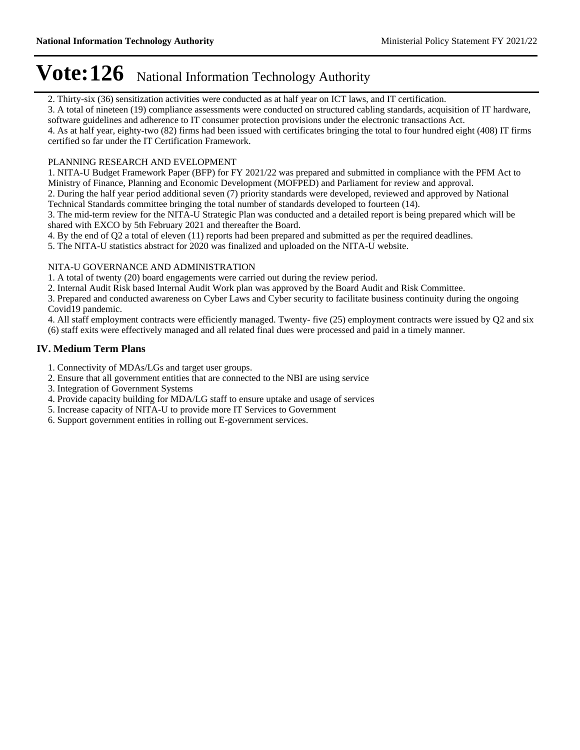2. Thirty-six (36) sensitization activities were conducted as at half year on ICT laws, and IT certification.
3. A total of nineteen (19) compliance assessments were conducted on structured cabling standards, acquisition of IT hardware, software guidelines and adherence to IT consumer protection provisions under the electronic transactions Act.
4. As at half year, eighty-two (82) firms had been issued with certificates bringing the total to four hundred eight (408) IT firms certified so far under the IT Certification Framework.

PLANNING RESEARCH AND EVELOPMENT
1. NITA-U Budget Framework Paper (BFP) for FY 2021/22 was prepared and submitted in compliance with the PFM Act to Ministry of Finance, Planning and Economic Development (MOFPED) and Parliament for review and approval.
2. During the half year period additional seven (7) priority standards were developed, reviewed and approved by National Technical Standards committee bringing the total number of standards developed to fourteen (14).
3. The mid-term review for the NITA-U Strategic Plan was conducted and a detailed report is being prepared which will be shared with EXCO by 5th February 2021 and thereafter the Board.
4. By the end of Q2 a total of eleven (11) reports had been prepared and submitted as per the required deadlines.
5. The NITA-U statistics abstract for 2020 was finalized and uploaded on the NITA-U website.

NITA-U GOVERNANCE AND ADMINISTRATION
1. A total of twenty (20) board engagements were carried out during the review period.
2. Internal Audit Risk based Internal Audit Work plan was approved by the Board Audit and Risk Committee.
3. Prepared and conducted awareness on Cyber Laws and Cyber security to facilitate business continuity during the ongoing Covid19 pandemic.
4. All staff employment contracts were efficiently managed. Twenty- five (25) employment contracts were issued by Q2 and six (6) staff exits were effectively managed and all related final dues were processed and paid in a timely manner.

## IV. Medium Term Plans

1. Connectivity of MDAs/LGs and target user groups.
2. Ensure that all government entities that are connected to the NBI are using service
3. Integration of Government Systems
4. Provide capacity building for MDA/LG staff to ensure uptake and usage of services
5. Increase capacity of NITA-U to provide more IT Services to Government
6. Support government entities in rolling out E-government services.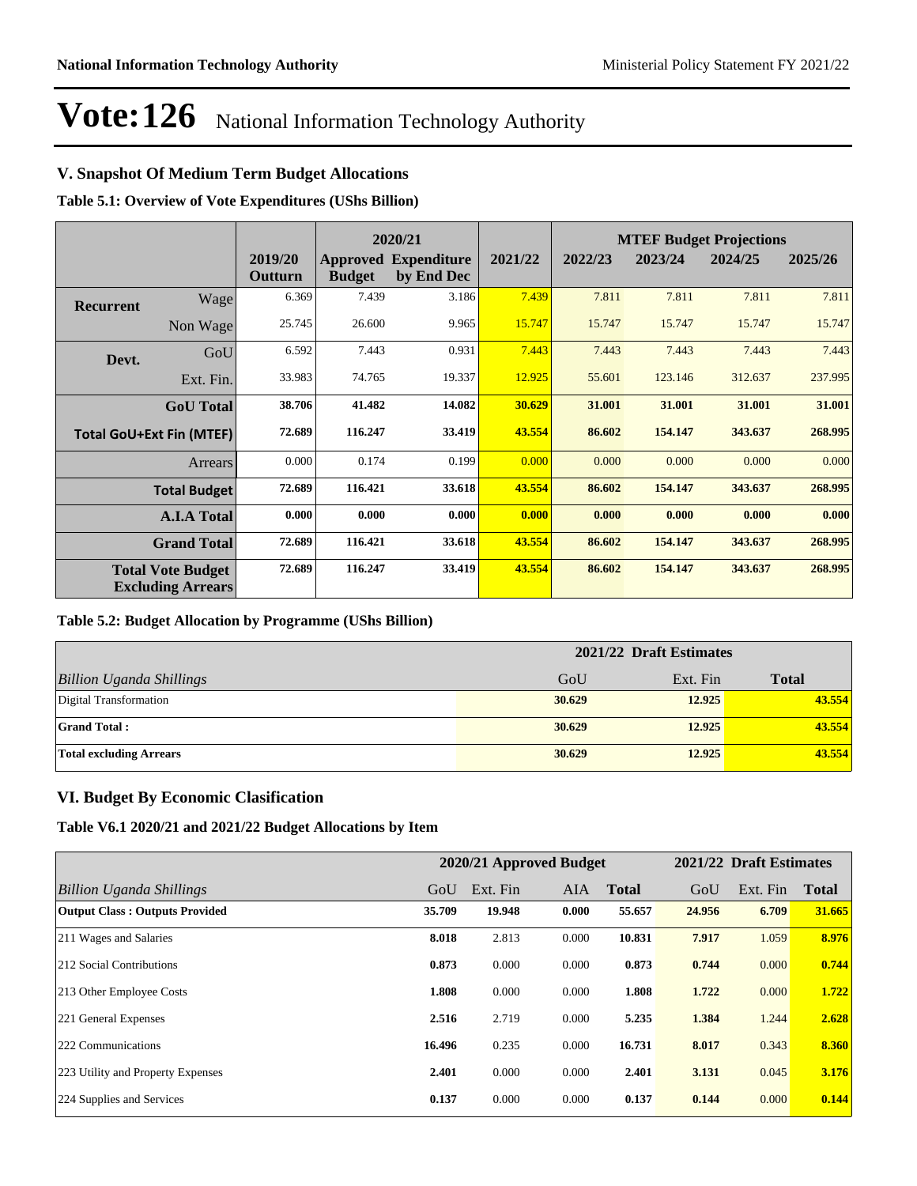# Vote:126 National Information Technology Authority

## V. Snapshot Of Medium Term Budget Allocations

**Table 5.1: Overview of Vote Expenditures (UShs Billion)**

| | | | 2020/21 | | | MTEF Budget Projections | | | |
|---|---|---|---|---|---|---|---|---|---|
| | | 2019/20 Outturn | Approved Budget | Expenditure by End Dec | 2021/22 | 2022/23 | 2023/24 | 2024/25 | 2025/26 |
| **Recurrent** | Wage | 6.369 | 7.439 | 3.186 | 7.439 | 7.811 | 7.811 | 7.811 | 7.811 |
| | Non Wage | 25.745 | 26.600 | 9.965 | 15.747 | 15.747 | 15.747 | 15.747 | 15.747 |
| **Devt.** | GoU | 6.592 | 7.443 | 0.931 | 7.443 | 7.443 | 7.443 | 7.443 | 7.443 |
| | Ext. Fin. | 33.983 | 74.765 | 19.337 | 12.925 | 55.601 | 123.146 | 312.637 | 237.995 |
| | **GoU Total** | **38.706** | **41.482** | **14.082** | **30.629** | **31.001** | **31.001** | **31.001** | **31.001** |
| **Total GoU+Ext Fin (MTEF)** | | **72.689** | **116.247** | **33.419** | **43.554** | **86.602** | **154.147** | **343.637** | **268.995** |
| | Arrears | 0.000 | 0.174 | 0.199 | 0.000 | 0.000 | 0.000 | 0.000 | 0.000 |
| | **Total Budget** | **72.689** | **116.421** | **33.618** | **43.554** | **86.602** | **154.147** | **343.637** | **268.995** |
| | **A.I.A Total** | **0.000** | **0.000** | **0.000** | **0.000** | **0.000** | **0.000** | **0.000** | **0.000** |
| | **Grand Total** | **72.689** | **116.421** | **33.618** | **43.554** | **86.602** | **154.147** | **343.637** | **268.995** |
| **Total Vote Budget Excluding Arrears** | | **72.689** | **116.247** | **33.419** | **43.554** | **86.602** | **154.147** | **343.637** | **268.995** |

**Table 5.2: Budget Allocation by Programme (UShs Billion)**

| | 2021/22 Draft Estimates | | |
|---|---|---|---|
| *Billion Uganda Shillings* | GoU | Ext. Fin | **Total** |
| Digital Transformation | **30.629** | **12.925** | **43.554** |
| **Grand Total :** | **30.629** | **12.925** | **43.554** |
| **Total excluding Arrears** | **30.629** | **12.925** | **43.554** |

## VI. Budget By Economic Clasification

**Table V6.1 2020/21 and 2021/22 Budget Allocations by Item**

| | 2020/21 Approved Budget | | | | 2021/22 Draft Estimates | | |
|---|---|---|---|---|---|---|---|
| *Billion Uganda Shillings* | GoU | Ext. Fin | AIA | **Total** | GoU | Ext. Fin | **Total** |
| **Output Class : Outputs Provided** | **35.709** | **19.948** | **0.000** | **55.657** | **24.956** | **6.709** | **31.665** |
| 211 Wages and Salaries | **8.018** | 2.813 | 0.000 | **10.831** | **7.917** | 1.059 | **8.976** |
| 212 Social Contributions | **0.873** | 0.000 | 0.000 | **0.873** | **0.744** | 0.000 | **0.744** |
| 213 Other Employee Costs | **1.808** | 0.000 | 0.000 | **1.808** | **1.722** | 0.000 | **1.722** |
| 221 General Expenses | **2.516** | 2.719 | 0.000 | **5.235** | **1.384** | 1.244 | **2.628** |
| 222 Communications | **16.496** | 0.235 | 0.000 | **16.731** | **8.017** | 0.343 | **8.360** |
| 223 Utility and Property Expenses | **2.401** | 0.000 | 0.000 | **2.401** | **3.131** | 0.045 | **3.176** |
| 224 Supplies and Services | **0.137** | 0.000 | 0.000 | **0.137** | **0.144** | 0.000 | **0.144** |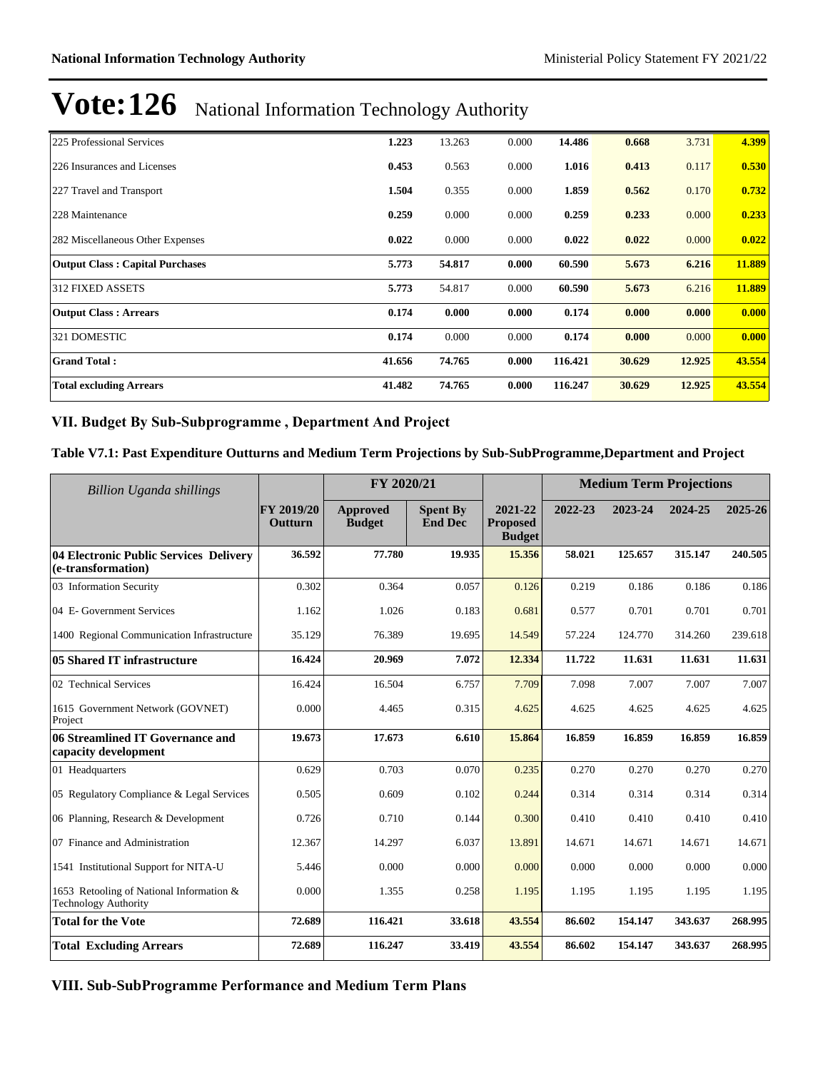# Vote:126 National Information Technology Authority

| | | | | | | | |
|---|---|---|---|---|---|---|---|
| 225 Professional Services | **1.223** | 13.263 | 0.000 | **14.486** | **0.668** | 3.731 | **4.399** |
| 226 Insurances and Licenses | **0.453** | 0.563 | 0.000 | **1.016** | **0.413** | 0.117 | **0.530** |
| 227 Travel and Transport | **1.504** | 0.355 | 0.000 | **1.859** | **0.562** | 0.170 | **0.732** |
| 228 Maintenance | **0.259** | 0.000 | 0.000 | **0.259** | **0.233** | 0.000 | **0.233** |
| 282 Miscellaneous Other Expenses | **0.022** | 0.000 | 0.000 | **0.022** | **0.022** | 0.000 | **0.022** |
| **Output Class : Capital Purchases** | **5.773** | **54.817** | **0.000** | **60.590** | **5.673** | **6.216** | **11.889** |
| 312 FIXED ASSETS | **5.773** | 54.817 | 0.000 | **60.590** | **5.673** | 6.216 | **11.889** |
| **Output Class : Arrears** | **0.174** | **0.000** | **0.000** | **0.174** | **0.000** | **0.000** | **0.000** |
| 321 DOMESTIC | **0.174** | 0.000 | 0.000 | **0.174** | **0.000** | 0.000 | **0.000** |
| **Grand Total :** | **41.656** | **74.765** | **0.000** | **116.421** | **30.629** | **12.925** | **43.554** |
| **Total excluding Arrears** | **41.482** | **74.765** | **0.000** | **116.247** | **30.629** | **12.925** | **43.554** |

## VII. Budget By Sub-Subprogramme , Department And Project

### Table V7.1: Past Expenditure Outturns and Medium Term Projections by Sub-SubProgramme,Department and Project

| *Billion Uganda shillings* | | FY 2020/21 | | | Medium Term Projections | | | |
|---|---|---|---|---|---|---|---|---|
| | **FY 2019/20 Outturn** | **Approved Budget** | **Spent By End Dec** | **2021-22 Proposed Budget** | **2022-23** | **2023-24** | **2024-25** | **2025-26** |
| **04 Electronic Public Services Delivery (e-transformation)** | **36.592** | **77.780** | **19.935** | **15.356** | **58.021** | **125.657** | **315.147** | **240.505** |
| 03 Information Security | 0.302 | 0.364 | 0.057 | 0.126 | 0.219 | 0.186 | 0.186 | 0.186 |
| 04 E- Government Services | 1.162 | 1.026 | 0.183 | 0.681 | 0.577 | 0.701 | 0.701 | 0.701 |
| 1400 Regional Communication Infrastructure | 35.129 | 76.389 | 19.695 | 14.549 | 57.224 | 124.770 | 314.260 | 239.618 |
| **05 Shared IT infrastructure** | **16.424** | **20.969** | **7.072** | **12.334** | **11.722** | **11.631** | **11.631** | **11.631** |
| 02 Technical Services | 16.424 | 16.504 | 6.757 | 7.709 | 7.098 | 7.007 | 7.007 | 7.007 |
| 1615 Government Network (GOVNET) Project | 0.000 | 4.465 | 0.315 | 4.625 | 4.625 | 4.625 | 4.625 | 4.625 |
| **06 Streamlined IT Governance and capacity development** | **19.673** | **17.673** | **6.610** | **15.864** | **16.859** | **16.859** | **16.859** | **16.859** |
| 01 Headquarters | 0.629 | 0.703 | 0.070 | 0.235 | 0.270 | 0.270 | 0.270 | 0.270 |
| 05 Regulatory Compliance & Legal Services | 0.505 | 0.609 | 0.102 | 0.244 | 0.314 | 0.314 | 0.314 | 0.314 |
| 06 Planning, Research & Development | 0.726 | 0.710 | 0.144 | 0.300 | 0.410 | 0.410 | 0.410 | 0.410 |
| 07 Finance and Administration | 12.367 | 14.297 | 6.037 | 13.891 | 14.671 | 14.671 | 14.671 | 14.671 |
| 1541 Institutional Support for NITA-U | 5.446 | 0.000 | 0.000 | 0.000 | 0.000 | 0.000 | 0.000 | 0.000 |
| 1653 Retooling of National Information & Technology Authority | 0.000 | 1.355 | 0.258 | 1.195 | 1.195 | 1.195 | 1.195 | 1.195 |
| **Total for the Vote** | **72.689** | **116.421** | **33.618** | **43.554** | **86.602** | **154.147** | **343.637** | **268.995** |
| **Total Excluding Arrears** | **72.689** | **116.247** | **33.419** | **43.554** | **86.602** | **154.147** | **343.637** | **268.995** |

## VIII. Sub-SubProgramme Performance and Medium Term Plans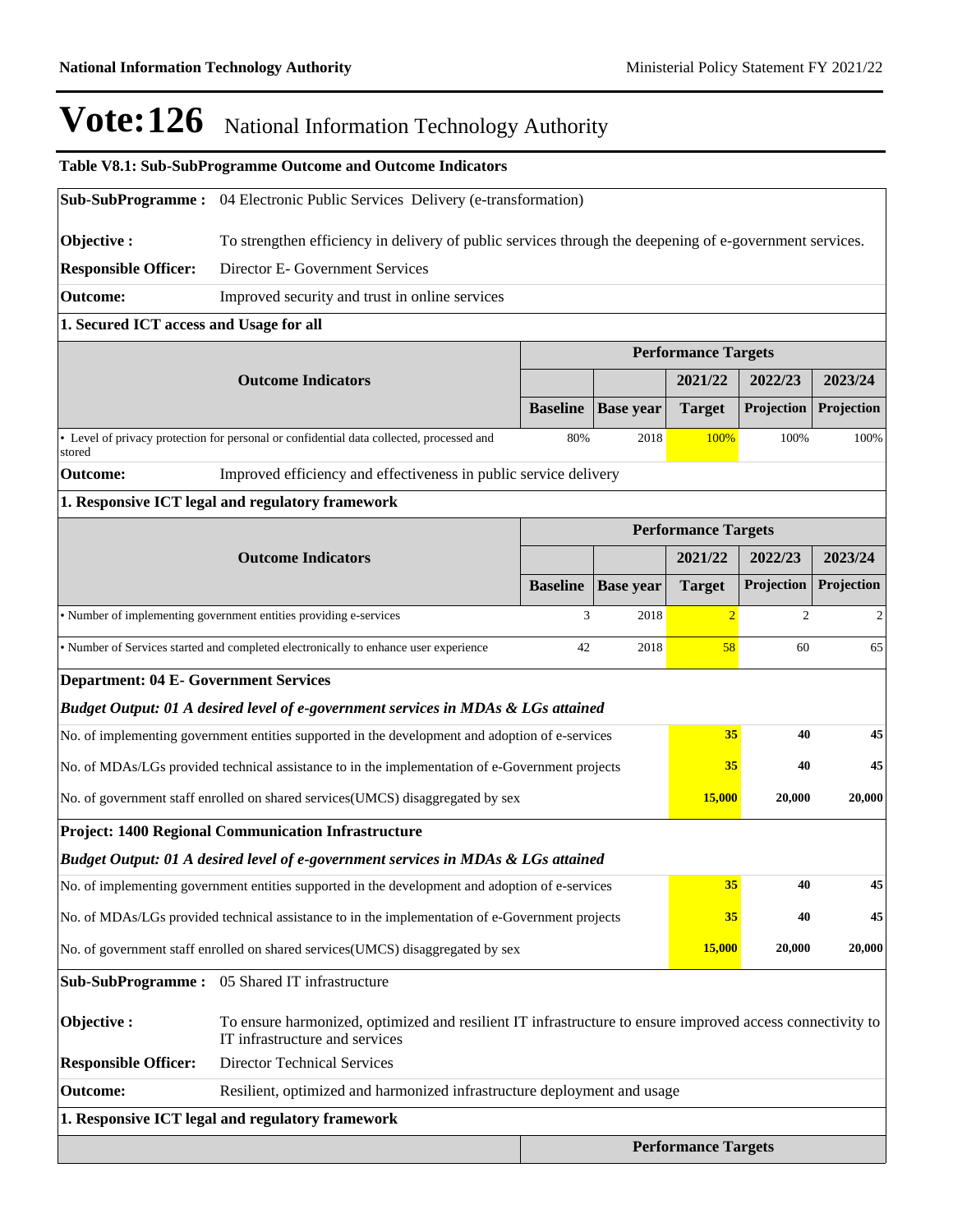# Vote:126 National Information Technology Authority

**Table V8.1: Sub-SubProgramme Outcome and Outcome Indicators**

**Sub-SubProgramme :** 04 Electronic Public Services Delivery (e-transformation)

**Objective :** To strengthen efficiency in delivery of public services through the deepening of e-government services.

**Responsible Officer:** Director E- Government Services

**Outcome:** Improved security and trust in online services

**1. Secured ICT access and Usage for all**

| Outcome Indicators | | | Performance Targets | | |
|---|---|---|---|---|---|
| | | | 2021/22 | 2022/23 | 2023/24 |
| | Baseline | Base year | Target | Projection | Projection |
| • Level of privacy protection for personal or confidential data collected, processed and stored | 80% | 2018 | 100% | 100% | 100% |

**Outcome:** Improved efficiency and effectiveness in public service delivery

**1. Responsive ICT legal and regulatory framework**

| Outcome Indicators | | | Performance Targets | | |
|---|---|---|---|---|---|
| | | | 2021/22 | 2022/23 | 2023/24 |
| | Baseline | Base year | Target | Projection | Projection |
| • Number of implementing government entities providing e-services | 3 | 2018 | 2 | 2 | 2 |
| • Number of Services started and completed electronically to enhance user experience | 42 | 2018 | 58 | 60 | 65 |

**Department: 04 E- Government Services**

***Budget Output: 01 A desired level of e-government services in MDAs & LGs attained***

| | 2021/22 | 2022/23 | 2023/24 |
|---|---|---|---|
| No. of implementing government entities supported in the development and adoption of e-services | **35** | **40** | **45** |
| No. of MDAs/LGs provided technical assistance to in the implementation of e-Government projects | **35** | **40** | **45** |
| No. of government staff enrolled on shared services(UMCS) disaggregated by sex | **15,000** | **20,000** | **20,000** |

**Project: 1400 Regional Communication Infrastructure**

***Budget Output: 01 A desired level of e-government services in MDAs & LGs attained***

| | 2021/22 | 2022/23 | 2023/24 |
|---|---|---|---|
| No. of implementing government entities supported in the development and adoption of e-services | **35** | **40** | **45** |
| No. of MDAs/LGs provided technical assistance to in the implementation of e-Government projects | **35** | **40** | **45** |
| No. of government staff enrolled on shared services(UMCS) disaggregated by sex | **15,000** | **20,000** | **20,000** |

**Sub-SubProgramme :** 05 Shared IT infrastructure

**Objective :** To ensure harmonized, optimized and resilient IT infrastructure to ensure improved access connectivity to IT infrastructure and services

**Responsible Officer:** Director Technical Services

**Outcome:** Resilient, optimized and harmonized infrastructure deployment and usage

**1. Responsive ICT legal and regulatory framework**

| | Performance Targets |
|---|---|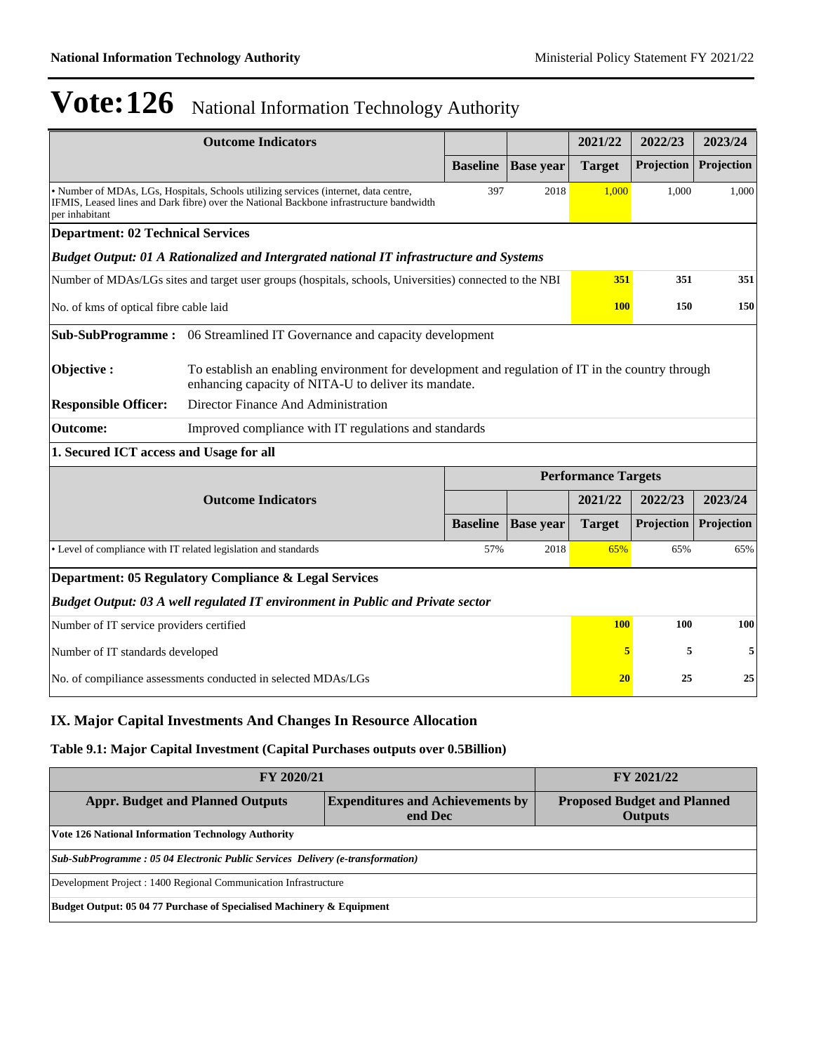# Vote:126 National Information Technology Authority

| Outcome Indicators | | | 2021/22 | 2022/23 | 2023/24 |
|---|---|---|---|---|---|
| | Baseline | Base year | Target | Projection | Projection |
| • Number of MDAs, LGs, Hospitals, Schools utilizing services (internet, data centre, IFMIS, Leased lines and Dark fibre) over the National Backbone infrastructure bandwidth per inhabitant | 397 | 2018 | 1,000 | 1,000 | 1,000 |

**Department: 02 Technical Services**

***Budget Output: 01 A Rationalized and Intergrated national IT infrastructure and Systems***

| | 2021/22 | 2022/23 | 2023/24 |
|---|---|---|---|
| Number of MDAs/LGs sites and target user groups (hospitals, schools, Universities) connected to the NBI | **351** | **351** | **351** |
| No. of kms of optical fibre cable laid | **100** | **150** | **150** |

| | |
|---|---|
| **Sub-SubProgramme :** | 06 Streamlined IT Governance and capacity development |
| **Objective :** | To establish an enabling environment for development and regulation of IT in the country through enhancing capacity of NITA-U to deliver its mandate. |
| **Responsible Officer:** | Director Finance And Administration |
| **Outcome:** | Improved compliance with IT regulations and standards |

**1. Secured ICT access and Usage for all**

| Outcome Indicators | Performance Targets | | | | |
|---|---|---|---|---|---|
| | | | 2021/22 | 2022/23 | 2023/24 |
| | Baseline | Base year | Target | Projection | Projection |
| • Level of compliance with IT related legislation and standards | 57% | 2018 | 65% | 65% | 65% |

**Department: 05 Regulatory Compliance & Legal Services**

***Budget Output: 03 A well regulated IT environment in Public and Private sector***

| | 2021/22 | 2022/23 | 2023/24 |
|---|---|---|---|
| Number of IT service providers certified | **100** | **100** | **100** |
| Number of IT standards developed | **5** | **5** | **5** |
| No. of compiliance assessments conducted in selected MDAs/LGs | **20** | **25** | **25** |

## IX. Major Capital Investments And Changes In Resource Allocation

### Table 9.1: Major Capital Investment (Capital Purchases outputs over 0.5Billion)

| FY 2020/21 | | FY 2021/22 |
|---|---|---|
| **Appr. Budget and Planned Outputs** | **Expenditures and Achievements by end Dec** | **Proposed Budget and Planned Outputs** |
| **Vote 126 National Information Technology Authority** | | |
| ***Sub-SubProgramme : 05 04 Electronic Public Services Delivery (e-transformation)*** | | |
| Development Project : 1400 Regional Communication Infrastructure | | |
| **Budget Output: 05 04 77 Purchase of Specialised Machinery & Equipment** | | |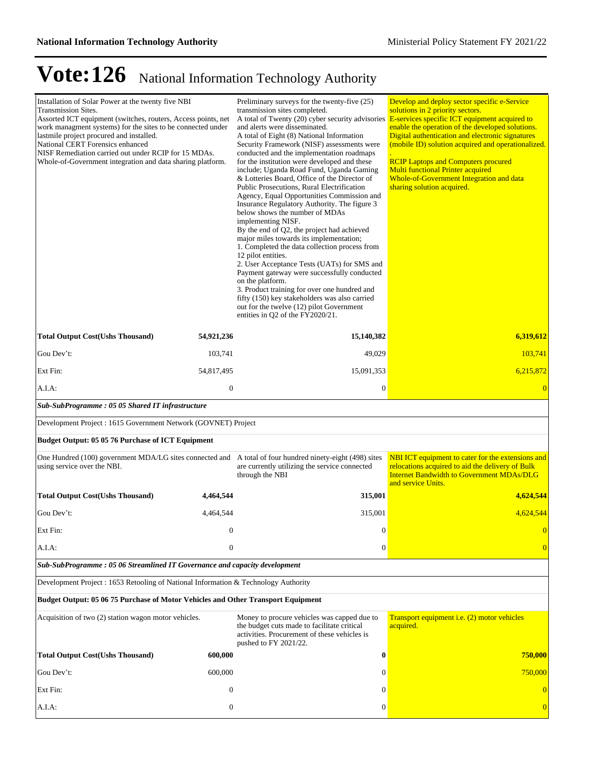# Vote:126 National Information Technology Authority

| | | |
|---|---|---|
| Installation of Solar Power at the twenty five NBI Transmission Sites.<br>Assorted ICT equipment (switches, routers, Access points, net work managment systems) for the sites to be connected under lastmile project procured and installed.<br>National CERT Forensics enhanced<br>NISF Remediation carried out under RCIP for 15 MDAs.<br>Whole-of-Government integration and data sharing platform. | Preliminary surveys for the twenty-five (25) transmission sites completed.<br>A total of Twenty (20) cyber security advisories and alerts were disseminated.<br>A total of Eight (8) National Information Security Framework (NISF) assessments were conducted and the implementation roadmaps for the institution were developed and these include; Uganda Road Fund, Uganda Gaming & Lotteries Board, Office of the Director of Public Prosecutions, Rural Electrification Agency, Equal Opportunities Commission and Insurance Regulatory Authority. The figure 3 below shows the number of MDAs implementing NISF.<br>By the end of Q2, the project had achieved major miles towards its implementation;<br>1. Completed the data collection process from 12 pilot entities.<br>2. User Acceptance Tests (UATs) for SMS and Payment gateway were successfully conducted on the platform.<br>3. Product training for over one hundred and fifty (150) key stakeholders was also carried out for the twelve (12) pilot Government entities in Q2 of the FY2020/21. | Develop and deploy sector specific e-Service solutions in 2 priority sectors.<br>E-services specific ICT equipment acquired to enable the operation of the developed solutions.<br>Digital authentication and electronic signatures (mobile ID) solution acquired and operationalized.<br>.<br>RCIP Laptops and Computers procured<br>Multi functional Printer acquired<br>Whole-of-Government Integration and data sharing solution acquired. |
| **Total Output Cost(Ushs Thousand)** **54,921,236** | **15,140,382** | **6,319,612** |
| Gou Dev't: 103,741 | 49,029 | 103,741 |
| Ext Fin: 54,817,495 | 15,091,353 | 6,215,872 |
| A.I.A: 0 | 0 | 0 |
| ***Sub-SubProgramme : 05 05 Shared IT infrastructure*** | | |
| Development Project : 1615 Government Network (GOVNET) Project | | |
| **Budget Output: 05 05 76 Purchase of ICT Equipment** | | |
| One Hundred (100) government MDA/LG sites connected and using service over the NBI. | A total of four hundred ninety-eight (498) sites are currently utilizing the service connected through the NBI | NBI ICT equipment to cater for the extensions and relocations acquired to aid the delivery of Bulk Internet Bandwidth to Government MDAs/DLG and service Units. |
| **Total Output Cost(Ushs Thousand)** **4,464,544** | **315,001** | **4,624,544** |
| Gou Dev't: 4,464,544 | 315,001 | 4,624,544 |
| Ext Fin: 0 | 0 | 0 |
| A.I.A: 0 | 0 | 0 |
| ***Sub-SubProgramme : 05 06 Streamlined IT Governance and capacity development*** | | |
| Development Project : 1653 Retooling of National Information & Technology Authority | | |
| **Budget Output: 05 06 75 Purchase of Motor Vehicles and Other Transport Equipment** | | |
| Acquisition of two (2) station wagon motor vehicles. | Money to procure vehicles was capped due to the budget cuts made to facilitate critical activities. Procurement of these vehicles is pushed to FY 2021/22. | Transport equipment i.e. (2) motor vehicles acquired. |
| **Total Output Cost(Ushs Thousand)** **600,000** | **0** | **750,000** |
| Gou Dev't: 600,000 | 0 | 750,000 |
| Ext Fin: 0 | 0 | 0 |
| A.I.A: 0 | 0 | 0 |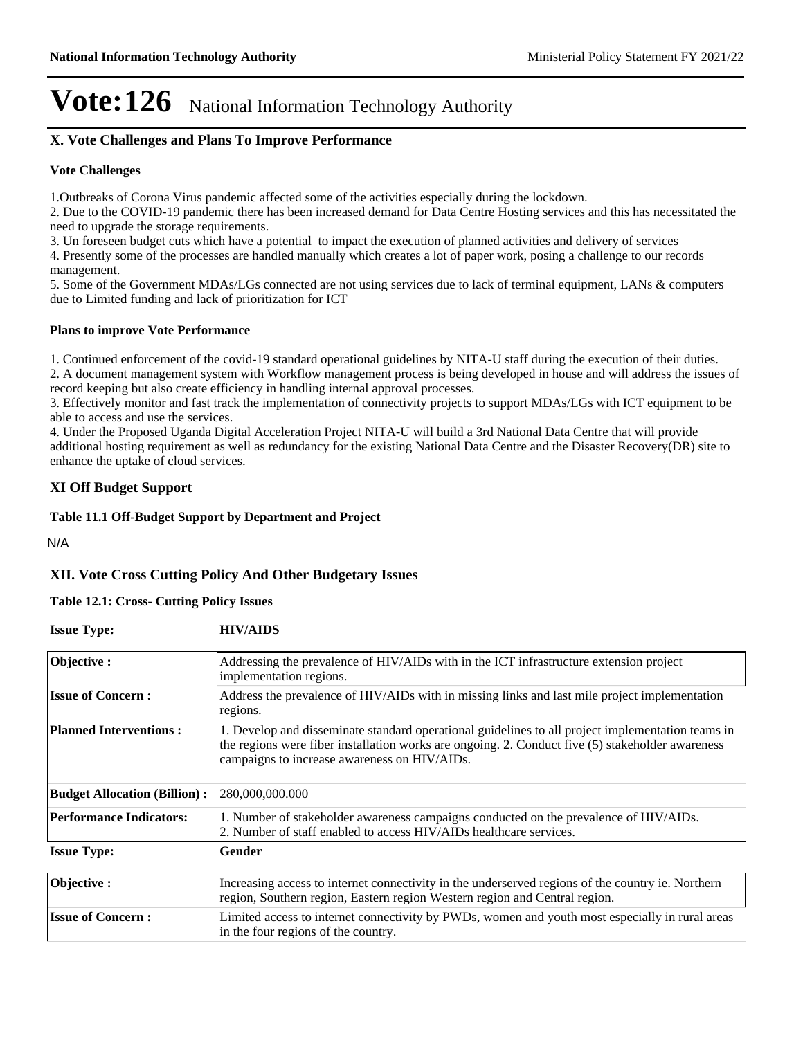# Vote:126 National Information Technology Authority

## X. Vote Challenges and Plans To Improve Performance

### Vote Challenges

1.Outbreaks of Corona Virus pandemic affected some of the activities especially during the lockdown.
2. Due to the COVID-19 pandemic there has been increased demand for Data Centre Hosting services and this has necessitated the need to upgrade the storage requirements.
3. Un foreseen budget cuts which have a potential to impact the execution of planned activities and delivery of services
4. Presently some of the processes are handled manually which creates a lot of paper work, posing a challenge to our records management.
5. Some of the Government MDAs/LGs connected are not using services due to lack of terminal equipment, LANs & computers due to Limited funding and lack of prioritization for ICT

### Plans to improve Vote Performance

1. Continued enforcement of the covid-19 standard operational guidelines by NITA-U staff during the execution of their duties.
2. A document management system with Workflow management process is being developed in house and will address the issues of record keeping but also create efficiency in handling internal approval processes.
3. Effectively monitor and fast track the implementation of connectivity projects to support MDAs/LGs with ICT equipment to be able to access and use the services.
4. Under the Proposed Uganda Digital Acceleration Project NITA-U will build a 3rd National Data Centre that will provide additional hosting requirement as well as redundancy for the existing National Data Centre and the Disaster Recovery(DR) site to enhance the uptake of cloud services.

## XI Off Budget Support

**Table 11.1 Off-Budget Support by Department and Project**

N/A

## XII. Vote Cross Cutting Policy And Other Budgetary Issues

**Table 12.1: Cross- Cutting Policy Issues**

**Issue Type:** **HIV/AIDS**

| | |
|---|---|
| **Objective :** | Addressing the prevalence of HIV/AIDs with in the ICT infrastructure extension project implementation regions. |
| **Issue of Concern :** | Address the prevalence of HIV/AIDs with in missing links and last mile project implementation regions. |
| **Planned Interventions :** | 1. Develop and disseminate standard operational guidelines to all project implementation teams in the regions were fiber installation works are ongoing. 2. Conduct five (5) stakeholder awareness campaigns to increase awareness on HIV/AIDs. |
| **Budget Allocation (Billion) :** | 280,000,000.000 |
| **Performance Indicators:** | 1. Number of stakeholder awareness campaigns conducted on the prevalence of HIV/AIDs.<br>2. Number of staff enabled to access HIV/AIDs healthcare services. |

**Issue Type:** **Gender**

| | |
|---|---|
| **Objective :** | Increasing access to internet connectivity in the underserved regions of the country ie. Northern region, Southern region, Eastern region Western region and Central region. |
| **Issue of Concern :** | Limited access to internet connectivity by PWDs, women and youth most especially in rural areas in the four regions of the country. |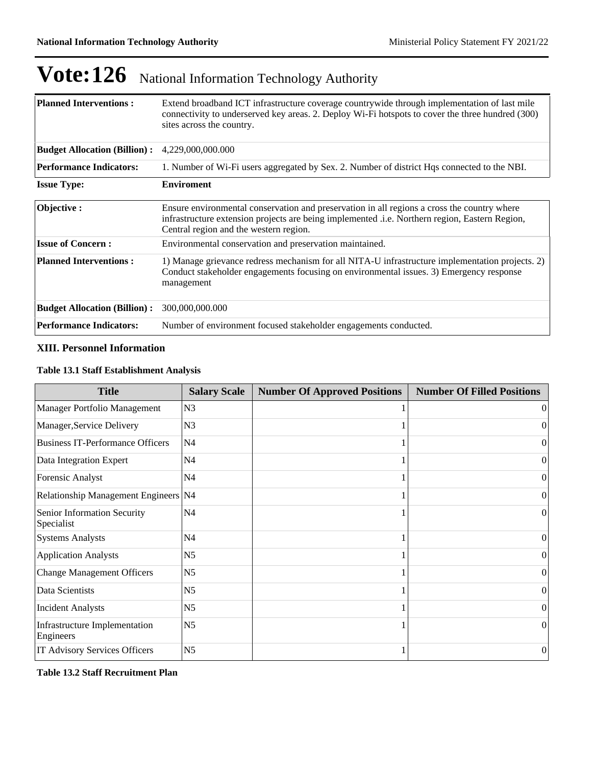# Vote:126 National Information Technology Authority

| | |
|---|---|
| **Planned Interventions :** | Extend broadband ICT infrastructure coverage countrywide through implementation of last mile connectivity to underserved key areas. 2. Deploy Wi-Fi hotspots to cover the three hundred (300) sites across the country. |
| **Budget Allocation (Billion) :** | 4,229,000,000.000 |
| **Performance Indicators:** | 1. Number of Wi-Fi users aggregated by Sex. 2. Number of district Hqs connected to the NBI. |

| | |
|---|---|
| **Issue Type:** | **Enviroment** |

| | |
|---|---|
| **Objective :** | Ensure environmental conservation and preservation in all regions a cross the country where infrastructure extension projects are being implemented .i.e. Northern region, Eastern Region, Central region and the western region. |
| **Issue of Concern :** | Environmental conservation and preservation maintained. |
| **Planned Interventions :** | 1) Manage grievance redress mechanism for all NITA-U infrastructure implementation projects. 2) Conduct stakeholder engagements focusing on environmental issues. 3) Emergency response management |
| **Budget Allocation (Billion) :** | 300,000,000.000 |
| **Performance Indicators:** | Number of environment focused stakeholder engagements conducted. |

### XIII. Personnel Information

**Table 13.1 Staff Establishment Analysis**

| Title | Salary Scale | Number Of Approved Positions | Number Of Filled Positions |
|---|---|---|---|
| Manager Portfolio Management | N3 | 1 | 0 |
| Manager,Service Delivery | N3 | 1 | 0 |
| Business IT-Performance Officers | N4 | 1 | 0 |
| Data Integration Expert | N4 | 1 | 0 |
| Forensic Analyst | N4 | 1 | 0 |
| Relationship Management Engineers | N4 | 1 | 0 |
| Senior Information Security Specialist | N4 | 1 | 0 |
| Systems Analysts | N4 | 1 | 0 |
| Application Analysts | N5 | 1 | 0 |
| Change Management Officers | N5 | 1 | 0 |
| Data Scientists | N5 | 1 | 0 |
| Incident Analysts | N5 | 1 | 0 |
| Infrastructure Implementation Engineers | N5 | 1 | 0 |
| IT Advisory Services Officers | N5 | 1 | 0 |

**Table 13.2 Staff Recruitment Plan**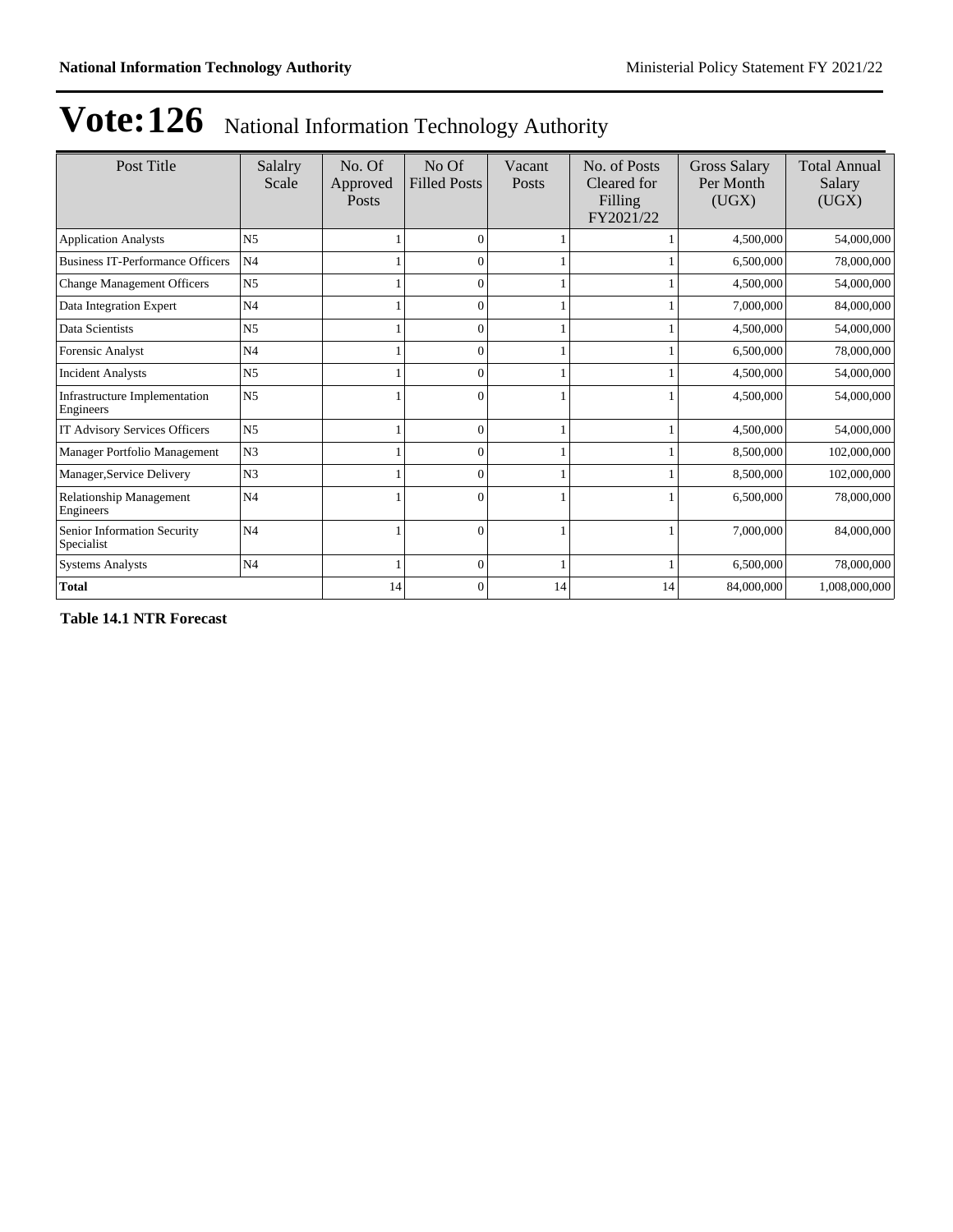# Vote:126 National Information Technology Authority

| Post Title | Salalry Scale | No. Of Approved Posts | No Of Filled Posts | Vacant Posts | No. of Posts Cleared for Filling FY2021/22 | Gross Salary Per Month (UGX) | Total Annual Salary (UGX) |
|---|---|---|---|---|---|---|---|
| Application Analysts | N5 | 1 | 0 | 1 | 1 | 4,500,000 | 54,000,000 |
| Business IT-Performance Officers | N4 | 1 | 0 | 1 | 1 | 6,500,000 | 78,000,000 |
| Change Management Officers | N5 | 1 | 0 | 1 | 1 | 4,500,000 | 54,000,000 |
| Data Integration Expert | N4 | 1 | 0 | 1 | 1 | 7,000,000 | 84,000,000 |
| Data Scientists | N5 | 1 | 0 | 1 | 1 | 4,500,000 | 54,000,000 |
| Forensic Analyst | N4 | 1 | 0 | 1 | 1 | 6,500,000 | 78,000,000 |
| Incident Analysts | N5 | 1 | 0 | 1 | 1 | 4,500,000 | 54,000,000 |
| Infrastructure Implementation Engineers | N5 | 1 | 0 | 1 | 1 | 4,500,000 | 54,000,000 |
| IT Advisory Services Officers | N5 | 1 | 0 | 1 | 1 | 4,500,000 | 54,000,000 |
| Manager Portfolio Management | N3 | 1 | 0 | 1 | 1 | 8,500,000 | 102,000,000 |
| Manager,Service Delivery | N3 | 1 | 0 | 1 | 1 | 8,500,000 | 102,000,000 |
| Relationship Management Engineers | N4 | 1 | 0 | 1 | 1 | 6,500,000 | 78,000,000 |
| Senior Information Security Specialist | N4 | 1 | 0 | 1 | 1 | 7,000,000 | 84,000,000 |
| Systems Analysts | N4 | 1 | 0 | 1 | 1 | 6,500,000 | 78,000,000 |
| **Total** | | 14 | 0 | 14 | 14 | 84,000,000 | 1,008,000,000 |

**Table 14.1 NTR Forecast**